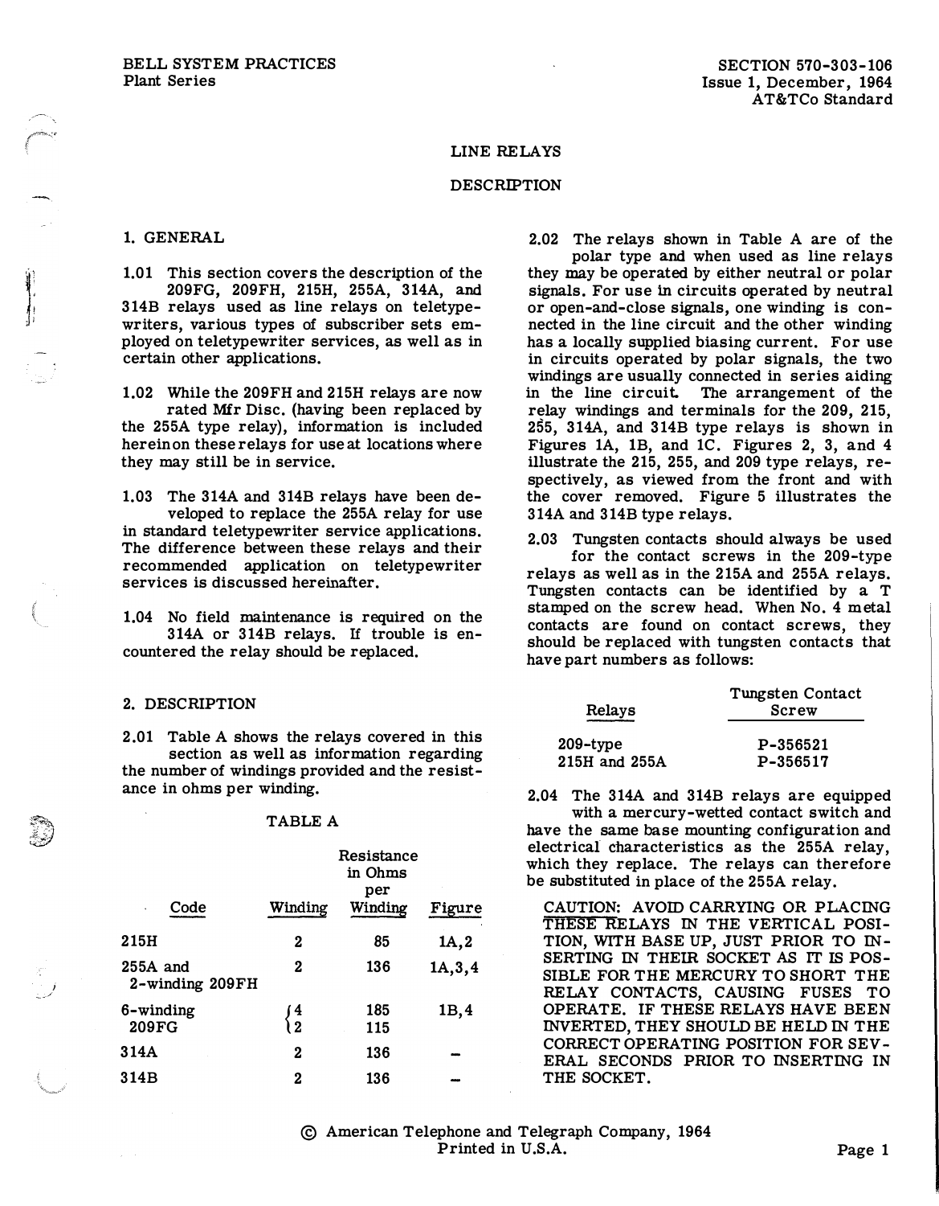BELL SYSTEM PRACTICES
Plant Series

SECTION 570-303-106
Issue 1, December, 1964
AT&TCo Standard

# LINE RELAYS

## DESCRIPTION

### 1. GENERAL

1.01 This section covers the description of the 209FG, 209FH, 215H, 255A, 314A, and 314B relays used as line relays on teletypewriters, various types of subscriber sets employed on teletypewriter services, as well as in certain other applications.

1.02 While the 209FH and 215H relays are now rated Mfr Disc. (having been replaced by the 255A type relay), information is included hereinon these relays for use at locations where they may still be in service.

1.03 The 314A and 314B relays have been developed to replace the 255A relay for use in standard teletypewriter service applications. The difference between these relays and their recommended application on teletypewriter services is discussed hereinafter.

1.04 No field maintenance is required on the 314A or 314B relays. If trouble is encountered the relay should be replaced.

### 2. DESCRIPTION

2.01 Table A shows the relays covered in this section as well as information regarding the number of windings provided and the resistance in ohms per winding.

TABLE A

| Code | Winding | Resistance in Ohms per Winding | Figure |
|---|---|---|---|
| 215H | 2 | 85 | 1A,2 |
| 255A and 2-winding 209FH | 2 | 136 | 1A,3,4 |
| 6-winding 209FG | 4 | 185 | 1B,4 |
| | 2 | 115 | |
| 314A | 2 | 136 | – |
| 314B | 2 | 136 | – |

2.02 The relays shown in Table A are of the polar type and when used as line relays they may be operated by either neutral or polar signals. For use in circuits operated by neutral or open-and-close signals, one winding is connected in the line circuit and the other winding has a locally supplied biasing current. For use in circuits operated by polar signals, the two windings are usually connected in series aiding in the line circuit. The arrangement of the relay windings and terminals for the 209, 215, 255, 314A, and 314B type relays is shown in Figures 1A, 1B, and 1C. Figures 2, 3, and 4 illustrate the 215, 255, and 209 type relays, respectively, as viewed from the front and with the cover removed. Figure 5 illustrates the 314A and 314B type relays.

2.03 Tungsten contacts should always be used for the contact screws in the 209-type relays as well as in the 215A and 255A relays. Tungsten contacts can be identified by a T stamped on the screw head. When No. 4 metal contacts are found on contact screws, they should be replaced with tungsten contacts that have part numbers as follows:

| Relays | Tungsten Contact Screw |
|---|---|
| 209-type | P-356521 |
| 215H and 255A | P-356517 |

2.04 The 314A and 314B relays are equipped with a mercury-wetted contact switch and have the same base mounting configuration and electrical characteristics as the 255A relay, which they replace. The relays can therefore be substituted in place of the 255A relay.

CAUTION: AVOID CARRYING OR PLACING THESE RELAYS IN THE VERTICAL POSITION, WITH BASE UP, JUST PRIOR TO INSERTING IN THEIR SOCKET AS IT IS POSSIBLE FOR THE MERCURY TO SHORT THE RELAY CONTACTS, CAUSING FUSES TO OPERATE. IF THESE RELAYS HAVE BEEN INVERTED, THEY SHOULD BE HELD IN THE CORRECT OPERATING POSITION FOR SEVERAL SECONDS PRIOR TO INSERTING IN THE SOCKET.

© American Telephone and Telegraph Company, 1964
Printed in U.S.A.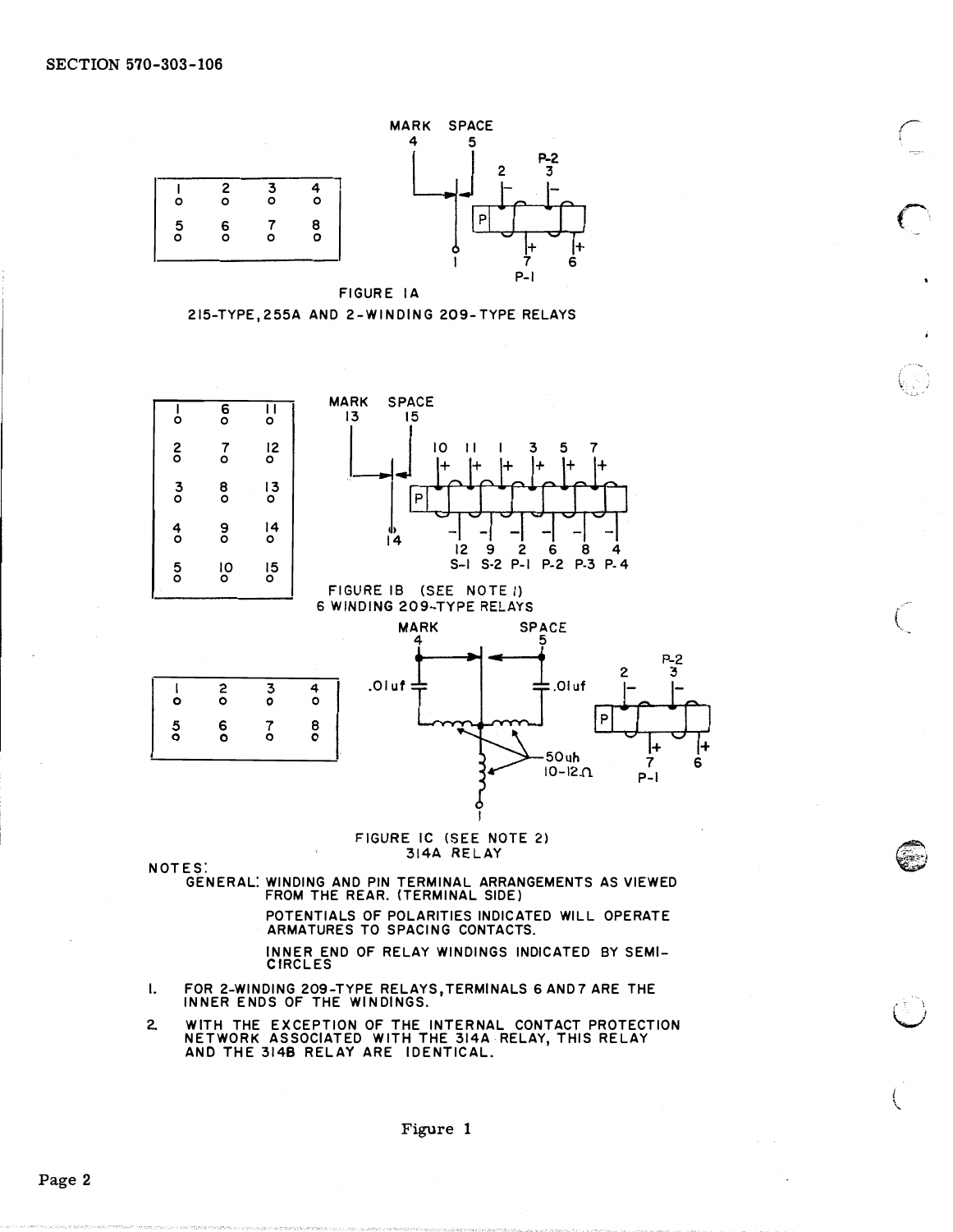FIGURE 1A
215-TYPE, 255A AND 2-WINDING 209-TYPE RELAYS

FIGURE 1B (SEE NOTE 1)
6 WINDING 209-TYPE RELAYS

FIGURE 1C (SEE NOTE 2)
314A RELAY

NOTES:

GENERAL: WINDING AND PIN TERMINAL ARRANGEMENTS AS VIEWED FROM THE REAR. (TERMINAL SIDE)

POTENTIALS OF POLARITIES INDICATED WILL OPERATE ARMATURES TO SPACING CONTACTS.

INNER END OF RELAY WINDINGS INDICATED BY SEMI-CIRCLES

1. FOR 2-WINDING 209-TYPE RELAYS, TERMINALS 6 AND 7 ARE THE INNER ENDS OF THE WINDINGS.
2. WITH THE EXCEPTION OF THE INTERNAL CONTACT PROTECTION NETWORK ASSOCIATED WITH THE 314A RELAY, THIS RELAY AND THE 314B RELAY ARE IDENTICAL.

Figure 1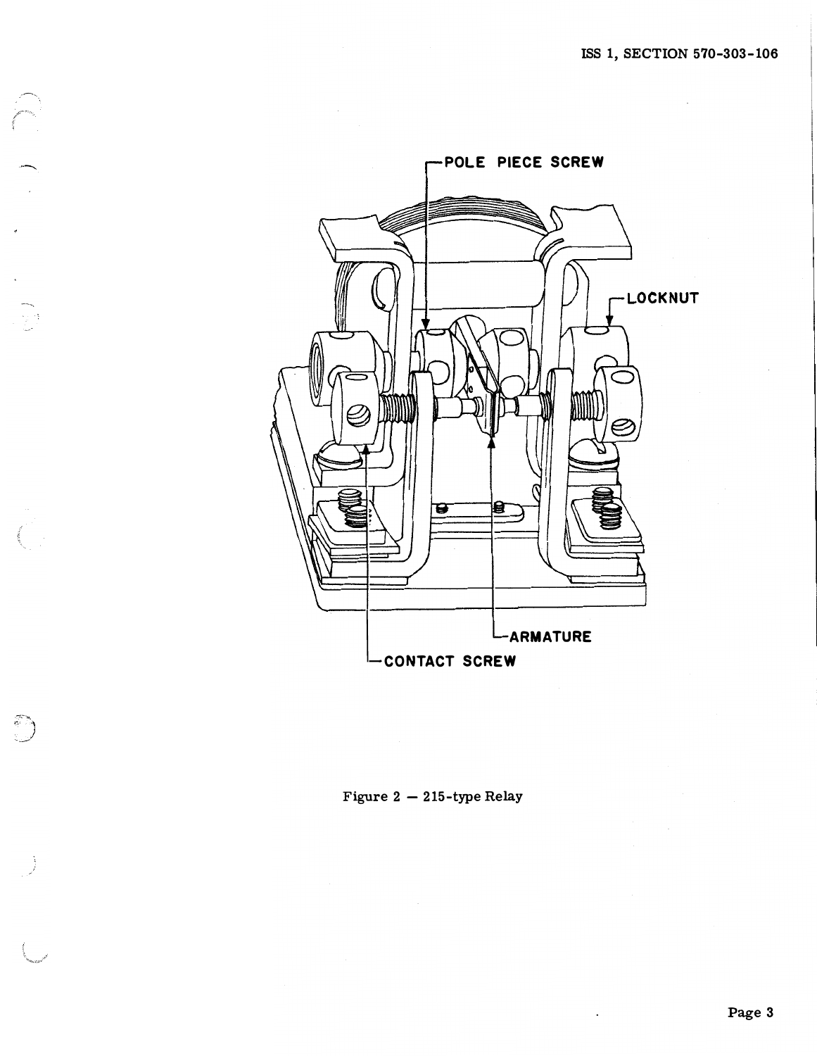POLE PIECE SCREW

LOCKNUT

ARMATURE

CONTACT SCREW

Figure 2 — 215-type Relay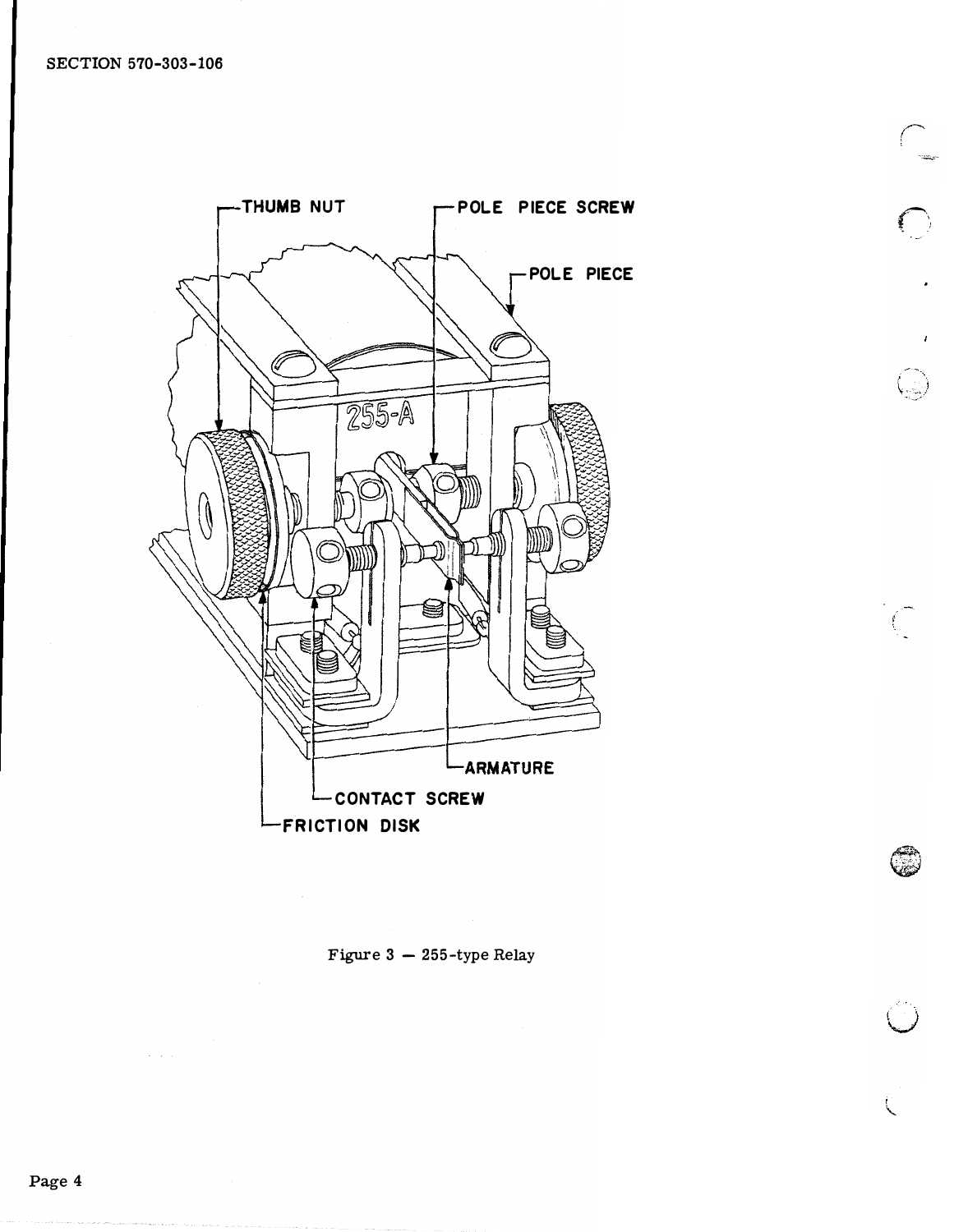THUMB NUT

POLE PIECE SCREW

POLE PIECE

255-A

ARMATURE

CONTACT SCREW

FRICTION DISK

Figure 3 — 255-type Relay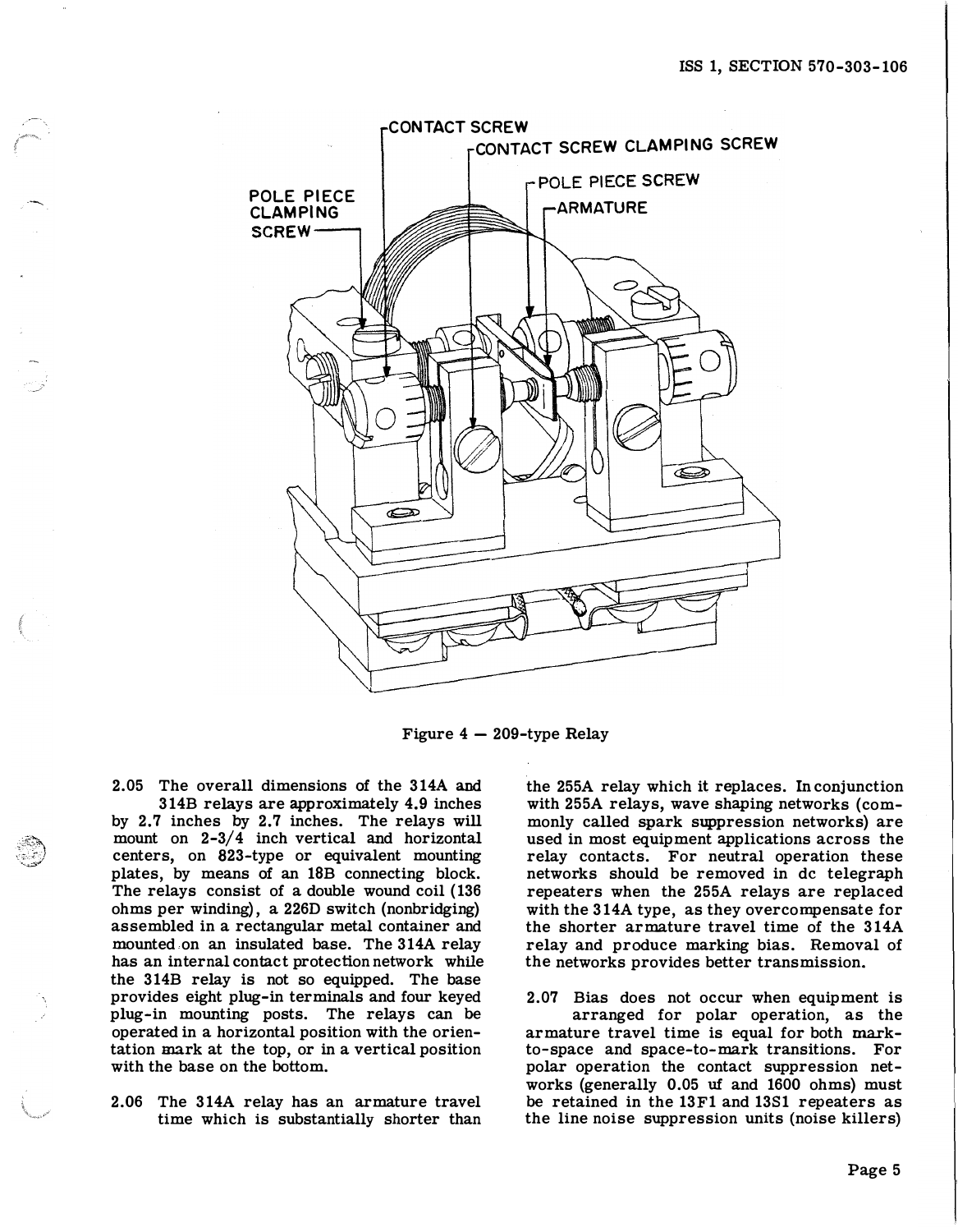CONTACT SCREW

CONTACT SCREW CLAMPING SCREW

POLE PIECE SCREW

ARMATURE

POLE PIECE CLAMPING SCREW

Figure 4 — 209-type Relay

2.05 The overall dimensions of the 314A and 314B relays are approximately 4.9 inches by 2.7 inches by 2.7 inches. The relays will mount on 2-3/4 inch vertical and horizontal centers, on 823-type or equivalent mounting plates, by means of an 18B connecting block. The relays consist of a double wound coil (136 ohms per winding), a 226D switch (nonbridging) assembled in a rectangular metal container and mounted on an insulated base. The 314A relay has an internal contact protection network while the 314B relay is not so equipped. The base provides eight plug-in terminals and four keyed plug-in mounting posts. The relays can be operated in a horizontal position with the orientation mark at the top, or in a vertical position with the base on the bottom.

2.06 The 314A relay has an armature travel time which is substantially shorter than the 255A relay which it replaces. In conjunction with 255A relays, wave shaping networks (commonly called spark suppression networks) are used in most equipment applications across the relay contacts. For neutral operation these networks should be removed in dc telegraph repeaters when the 255A relays are replaced with the 314A type, as they overcompensate for the shorter armature travel time of the 314A relay and produce marking bias. Removal of the networks provides better transmission.

2.07 Bias does not occur when equipment is arranged for polar operation, as the armature travel time is equal for both mark-to-space and space-to-mark transitions. For polar operation the contact suppression networks (generally 0.05 uf and 1600 ohms) must be retained in the 13F1 and 13S1 repeaters as the line noise suppression units (noise killers)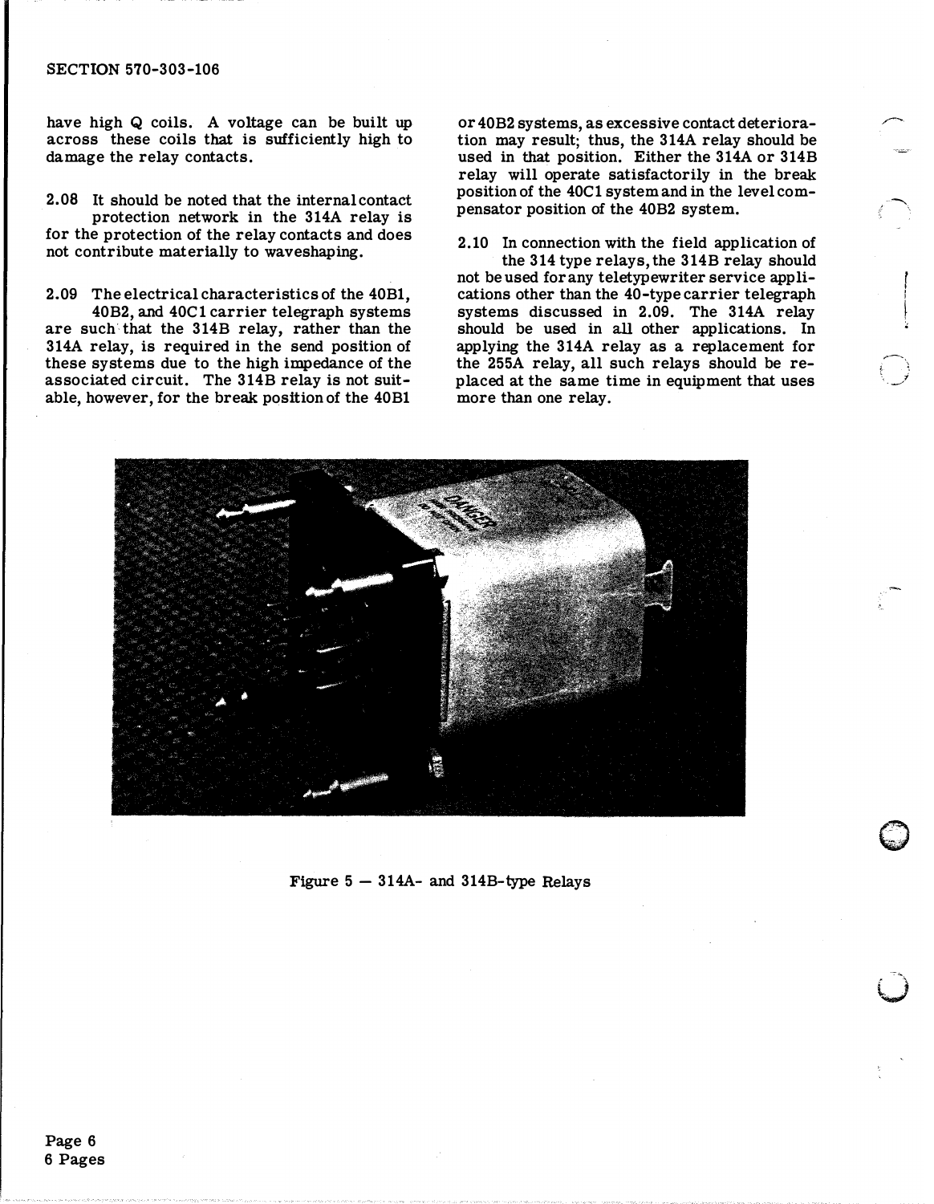have high Q coils. A voltage can be built up across these coils that is sufficiently high to damage the relay contacts.

2.08 It should be noted that the internal contact protection network in the 314A relay is for the protection of the relay contacts and does not contribute materially to waveshaping.

2.09 The electrical characteristics of the 40B1, 40B2, and 40C1 carrier telegraph systems are such that the 314B relay, rather than the 314A relay, is required in the send position of these systems due to the high impedance of the associated circuit. The 314B relay is not suitable, however, for the break position of the 40B1 or 40B2 systems, as excessive contact deterioration may result; thus, the 314A relay should be used in that position. Either the 314A or 314B relay will operate satisfactorily in the break position of the 40C1 system and in the level compensator position of the 40B2 system.

2.10 In connection with the field application of the 314 type relays, the 314B relay should not be used for any teletypewriter service applications other than the 40-type carrier telegraph systems discussed in 2.09. The 314A relay should be used in all other applications. In applying the 314A relay as a replacement for the 255A relay, all such relays should be replaced at the same time in equipment that uses more than one relay.

Figure 5 — 314A- and 314B-type Relays